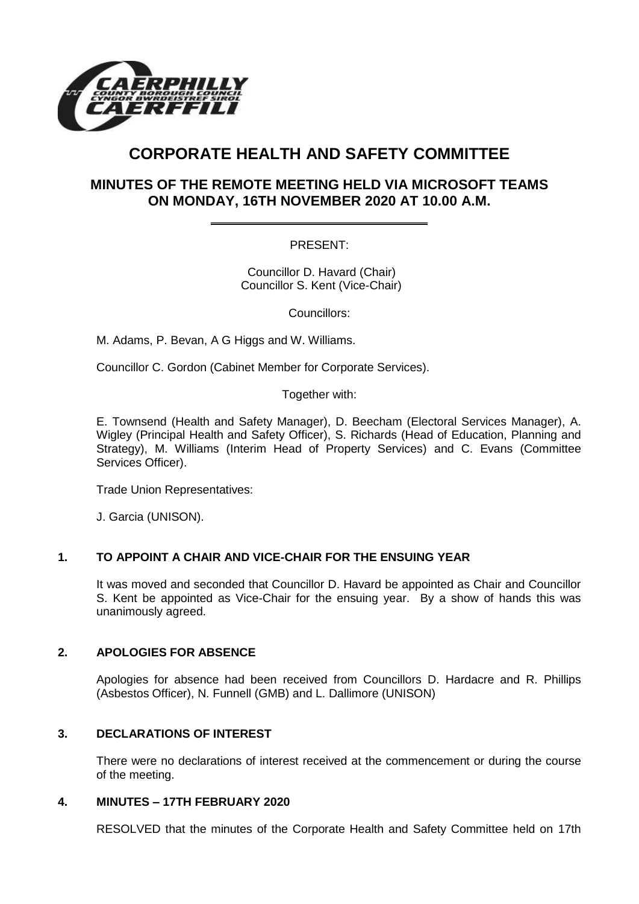# CORPORATE HEALTH AND SAFETY COMMITTEE

## MINUTES OF THE REMOTE MEETING HELD VIA MICROSOFT TEAMS ON MONDAY, 16TH NOVEMBER 2020 AT 10.00 A.M.

PRESENT:

Councillor D. Havard (Chair)
Councillor S. Kent (Vice-Chair)

Councillors:

M. Adams, P. Bevan, A G Higgs and W. Williams.

Councillor C. Gordon (Cabinet Member for Corporate Services).

Together with:

E. Townsend (Health and Safety Manager), D. Beecham (Electoral Services Manager), A. Wigley (Principal Health and Safety Officer), S. Richards (Head of Education, Planning and Strategy), M. Williams (Interim Head of Property Services) and C. Evans (Committee Services Officer).

Trade Union Representatives:

J. Garcia (UNISON).

### 1. TO APPOINT A CHAIR AND VICE-CHAIR FOR THE ENSUING YEAR

It was moved and seconded that Councillor D. Havard be appointed as Chair and Councillor S. Kent be appointed as Vice-Chair for the ensuing year. By a show of hands this was unanimously agreed.

### 2. APOLOGIES FOR ABSENCE

Apologies for absence had been received from Councillors D. Hardacre and R. Phillips (Asbestos Officer), N. Funnell (GMB) and L. Dallimore (UNISON)

### 3. DECLARATIONS OF INTEREST

There were no declarations of interest received at the commencement or during the course of the meeting.

### 4. MINUTES – 17TH FEBRUARY 2020

RESOLVED that the minutes of the Corporate Health and Safety Committee held on 17th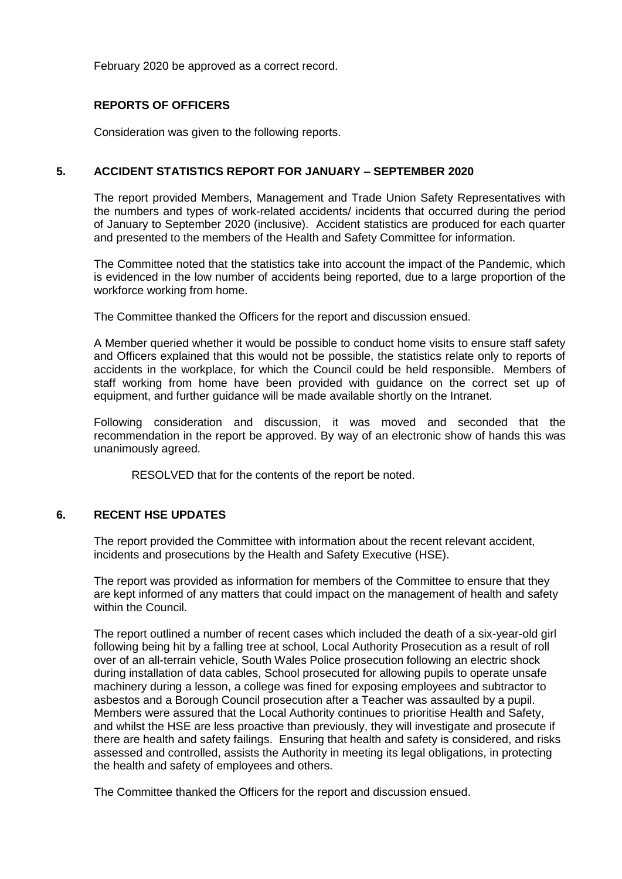February 2020 be approved as a correct record.

## REPORTS OF OFFICERS

Consideration was given to the following reports.

### 5. ACCIDENT STATISTICS REPORT FOR JANUARY – SEPTEMBER 2020

The report provided Members, Management and Trade Union Safety Representatives with the numbers and types of work-related accidents/ incidents that occurred during the period of January to September 2020 (inclusive). Accident statistics are produced for each quarter and presented to the members of the Health and Safety Committee for information.

The Committee noted that the statistics take into account the impact of the Pandemic, which is evidenced in the low number of accidents being reported, due to a large proportion of the workforce working from home.

The Committee thanked the Officers for the report and discussion ensued.

A Member queried whether it would be possible to conduct home visits to ensure staff safety and Officers explained that this would not be possible, the statistics relate only to reports of accidents in the workplace, for which the Council could be held responsible. Members of staff working from home have been provided with guidance on the correct set up of equipment, and further guidance will be made available shortly on the Intranet.

Following consideration and discussion, it was moved and seconded that the recommendation in the report be approved. By way of an electronic show of hands this was unanimously agreed.

RESOLVED that for the contents of the report be noted.

### 6. RECENT HSE UPDATES

The report provided the Committee with information about the recent relevant accident, incidents and prosecutions by the Health and Safety Executive (HSE).

The report was provided as information for members of the Committee to ensure that they are kept informed of any matters that could impact on the management of health and safety within the Council.

The report outlined a number of recent cases which included the death of a six-year-old girl following being hit by a falling tree at school, Local Authority Prosecution as a result of roll over of an all-terrain vehicle, South Wales Police prosecution following an electric shock during installation of data cables, School prosecuted for allowing pupils to operate unsafe machinery during a lesson, a college was fined for exposing employees and subtractor to asbestos and a Borough Council prosecution after a Teacher was assaulted by a pupil. Members were assured that the Local Authority continues to prioritise Health and Safety, and whilst the HSE are less proactive than previously, they will investigate and prosecute if there are health and safety failings. Ensuring that health and safety is considered, and risks assessed and controlled, assists the Authority in meeting its legal obligations, in protecting the health and safety of employees and others.

The Committee thanked the Officers for the report and discussion ensued.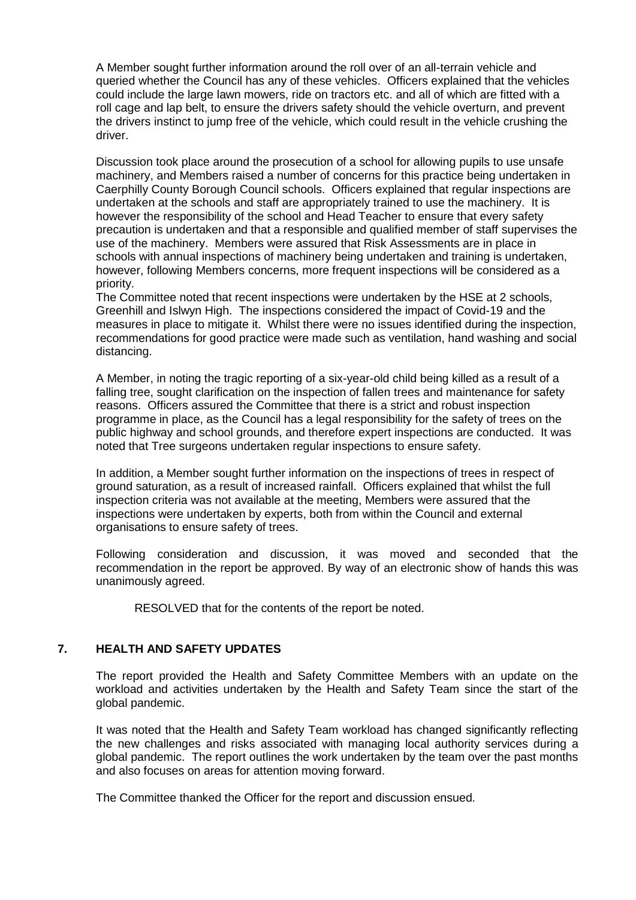A Member sought further information around the roll over of an all-terrain vehicle and queried whether the Council has any of these vehicles. Officers explained that the vehicles could include the large lawn mowers, ride on tractors etc. and all of which are fitted with a roll cage and lap belt, to ensure the drivers safety should the vehicle overturn, and prevent the drivers instinct to jump free of the vehicle, which could result in the vehicle crushing the driver.

Discussion took place around the prosecution of a school for allowing pupils to use unsafe machinery, and Members raised a number of concerns for this practice being undertaken in Caerphilly County Borough Council schools. Officers explained that regular inspections are undertaken at the schools and staff are appropriately trained to use the machinery. It is however the responsibility of the school and Head Teacher to ensure that every safety precaution is undertaken and that a responsible and qualified member of staff supervises the use of the machinery. Members were assured that Risk Assessments are in place in schools with annual inspections of machinery being undertaken and training is undertaken, however, following Members concerns, more frequent inspections will be considered as a priority.

The Committee noted that recent inspections were undertaken by the HSE at 2 schools, Greenhill and Islwyn High. The inspections considered the impact of Covid-19 and the measures in place to mitigate it. Whilst there were no issues identified during the inspection, recommendations for good practice were made such as ventilation, hand washing and social distancing.

A Member, in noting the tragic reporting of a six-year-old child being killed as a result of a falling tree, sought clarification on the inspection of fallen trees and maintenance for safety reasons. Officers assured the Committee that there is a strict and robust inspection programme in place, as the Council has a legal responsibility for the safety of trees on the public highway and school grounds, and therefore expert inspections are conducted. It was noted that Tree surgeons undertaken regular inspections to ensure safety.

In addition, a Member sought further information on the inspections of trees in respect of ground saturation, as a result of increased rainfall. Officers explained that whilst the full inspection criteria was not available at the meeting, Members were assured that the inspections were undertaken by experts, both from within the Council and external organisations to ensure safety of trees.

Following consideration and discussion, it was moved and seconded that the recommendation in the report be approved. By way of an electronic show of hands this was unanimously agreed.

RESOLVED that for the contents of the report be noted.

## 7. HEALTH AND SAFETY UPDATES

The report provided the Health and Safety Committee Members with an update on the workload and activities undertaken by the Health and Safety Team since the start of the global pandemic.

It was noted that the Health and Safety Team workload has changed significantly reflecting the new challenges and risks associated with managing local authority services during a global pandemic. The report outlines the work undertaken by the team over the past months and also focuses on areas for attention moving forward.

The Committee thanked the Officer for the report and discussion ensued.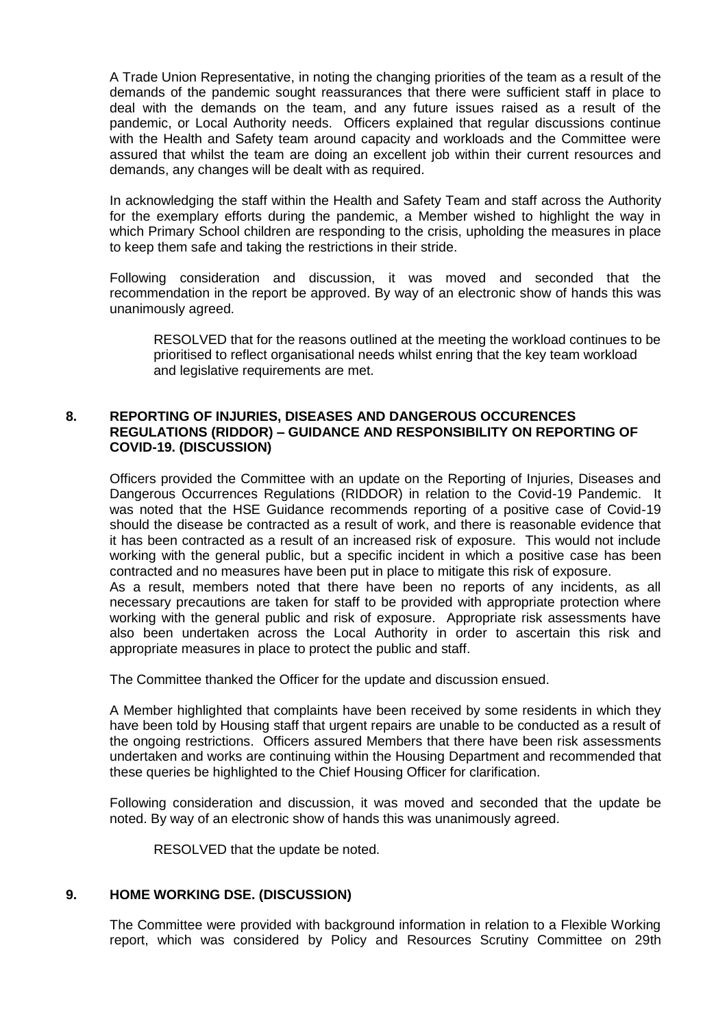A Trade Union Representative, in noting the changing priorities of the team as a result of the demands of the pandemic sought reassurances that there were sufficient staff in place to deal with the demands on the team, and any future issues raised as a result of the pandemic, or Local Authority needs. Officers explained that regular discussions continue with the Health and Safety team around capacity and workloads and the Committee were assured that whilst the team are doing an excellent job within their current resources and demands, any changes will be dealt with as required.

In acknowledging the staff within the Health and Safety Team and staff across the Authority for the exemplary efforts during the pandemic, a Member wished to highlight the way in which Primary School children are responding to the crisis, upholding the measures in place to keep them safe and taking the restrictions in their stride.

Following consideration and discussion, it was moved and seconded that the recommendation in the report be approved. By way of an electronic show of hands this was unanimously agreed.

> RESOLVED that for the reasons outlined at the meeting the workload continues to be prioritised to reflect organisational needs whilst enring that the key team workload and legislative requirements are met.

## 8. REPORTING OF INJURIES, DISEASES AND DANGEROUS OCCURENCES REGULATIONS (RIDDOR) – GUIDANCE AND RESPONSIBILITY ON REPORTING OF COVID-19. (DISCUSSION)

Officers provided the Committee with an update on the Reporting of Injuries, Diseases and Dangerous Occurrences Regulations (RIDDOR) in relation to the Covid-19 Pandemic. It was noted that the HSE Guidance recommends reporting of a positive case of Covid-19 should the disease be contracted as a result of work, and there is reasonable evidence that it has been contracted as a result of an increased risk of exposure. This would not include working with the general public, but a specific incident in which a positive case has been contracted and no measures have been put in place to mitigate this risk of exposure.
As a result, members noted that there have been no reports of any incidents, as all necessary precautions are taken for staff to be provided with appropriate protection where working with the general public and risk of exposure. Appropriate risk assessments have also been undertaken across the Local Authority in order to ascertain this risk and appropriate measures in place to protect the public and staff.

The Committee thanked the Officer for the update and discussion ensued.

A Member highlighted that complaints have been received by some residents in which they have been told by Housing staff that urgent repairs are unable to be conducted as a result of the ongoing restrictions. Officers assured Members that there have been risk assessments undertaken and works are continuing within the Housing Department and recommended that these queries be highlighted to the Chief Housing Officer for clarification.

Following consideration and discussion, it was moved and seconded that the update be noted. By way of an electronic show of hands this was unanimously agreed.

> RESOLVED that the update be noted.

## 9. HOME WORKING DSE. (DISCUSSION)

The Committee were provided with background information in relation to a Flexible Working report, which was considered by Policy and Resources Scrutiny Committee on 29th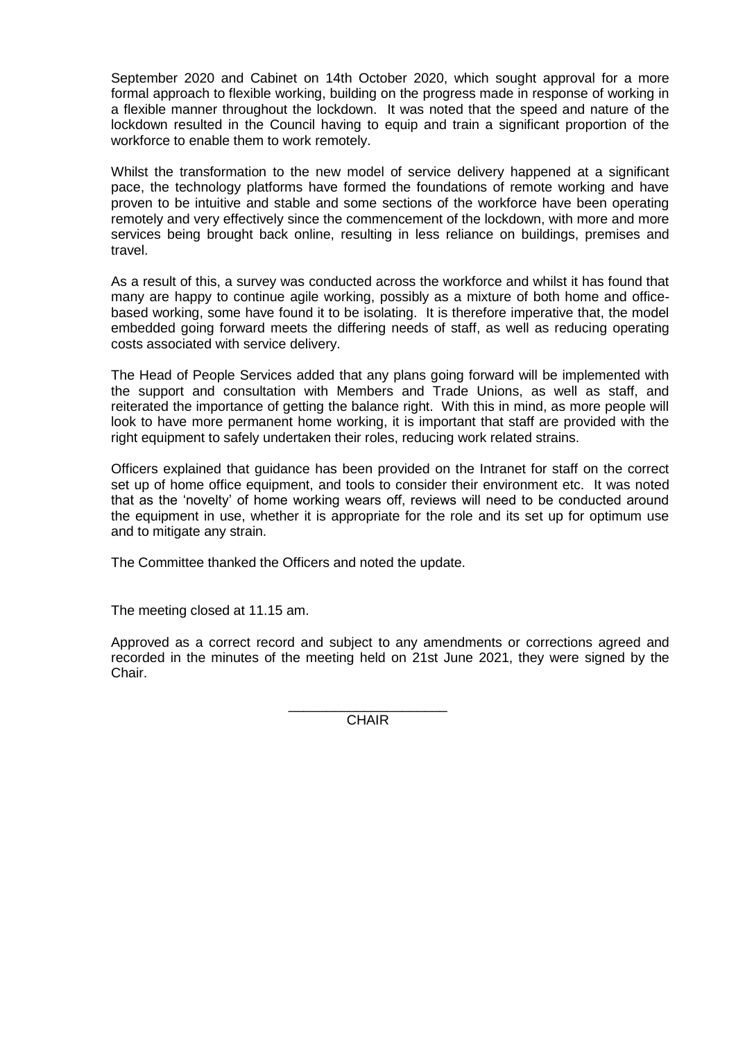September 2020 and Cabinet on 14th October 2020, which sought approval for a more formal approach to flexible working, building on the progress made in response of working in a flexible manner throughout the lockdown. It was noted that the speed and nature of the lockdown resulted in the Council having to equip and train a significant proportion of the workforce to enable them to work remotely.

Whilst the transformation to the new model of service delivery happened at a significant pace, the technology platforms have formed the foundations of remote working and have proven to be intuitive and stable and some sections of the workforce have been operating remotely and very effectively since the commencement of the lockdown, with more and more services being brought back online, resulting in less reliance on buildings, premises and travel.

As a result of this, a survey was conducted across the workforce and whilst it has found that many are happy to continue agile working, possibly as a mixture of both home and office-based working, some have found it to be isolating. It is therefore imperative that, the model embedded going forward meets the differing needs of staff, as well as reducing operating costs associated with service delivery.

The Head of People Services added that any plans going forward will be implemented with the support and consultation with Members and Trade Unions, as well as staff, and reiterated the importance of getting the balance right. With this in mind, as more people will look to have more permanent home working, it is important that staff are provided with the right equipment to safely undertaken their roles, reducing work related strains.

Officers explained that guidance has been provided on the Intranet for staff on the correct set up of home office equipment, and tools to consider their environment etc. It was noted that as the 'novelty' of home working wears off, reviews will need to be conducted around the equipment in use, whether it is appropriate for the role and its set up for optimum use and to mitigate any strain.

The Committee thanked the Officers and noted the update.

The meeting closed at 11.15 am.

Approved as a correct record and subject to any amendments or corrections agreed and recorded in the minutes of the meeting held on 21st June 2021, they were signed by the Chair.

\_\_\_\_\_\_\_\_\_\_\_\_\_\_\_\_\_\_\_\_\_\_

CHAIR